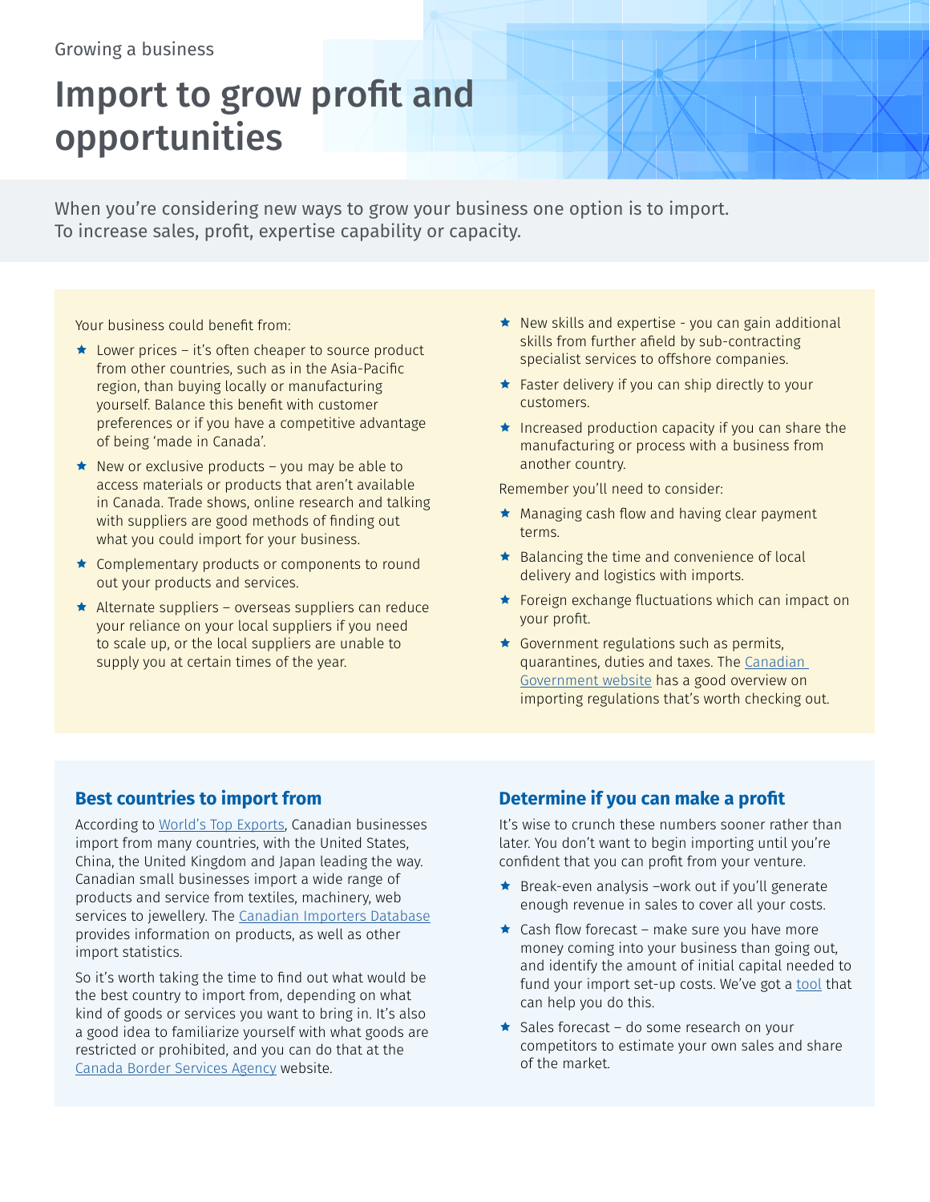Growing a business

# Import to grow profit and opportunities

When you're considering new ways to grow your business one option is to import. To increase sales, profit, expertise capability or capacity.

Your business could benefit from:

- Lower prices – it's often cheaper to source product from other countries, such as in the Asia-Pacific region, than buying locally or manufacturing yourself. Balance this benefit with customer preferences or if you have a competitive advantage of being 'made in Canada'.
- New or exclusive products – you may be able to access materials or products that aren't available in Canada. Trade shows, online research and talking with suppliers are good methods of finding out what you could import for your business.
- Complementary products or components to round out your products and services.
- Alternate suppliers – overseas suppliers can reduce your reliance on your local suppliers if you need to scale up, or the local suppliers are unable to supply you at certain times of the year.
- New skills and expertise - you can gain additional skills from further afield by sub-contracting specialist services to offshore companies.
- Faster delivery if you can ship directly to your customers.
- Increased production capacity if you can share the manufacturing or process with a business from another country.

Remember you'll need to consider:

- Managing cash flow and having clear payment terms.
- Balancing the time and convenience of local delivery and logistics with imports.
- Foreign exchange fluctuations which can impact on your profit.
- Government regulations such as permits, quarantines, duties and taxes. The Canadian Government website has a good overview on importing regulations that's worth checking out.

## Best countries to import from

According to World's Top Exports, Canadian businesses import from many countries, with the United States, China, the United Kingdom and Japan leading the way. Canadian small businesses import a wide range of products and service from textiles, machinery, web services to jewellery. The Canadian Importers Database provides information on products, as well as other import statistics.

So it's worth taking the time to find out what would be the best country to import from, depending on what kind of goods or services you want to bring in. It's also a good idea to familiarize yourself with what goods are restricted or prohibited, and you can do that at the Canada Border Services Agency website.

## Determine if you can make a profit

It's wise to crunch these numbers sooner rather than later. You don't want to begin importing until you're confident that you can profit from your venture.

- Break-even analysis –work out if you'll generate enough revenue in sales to cover all your costs.
- Cash flow forecast – make sure you have more money coming into your business than going out, and identify the amount of initial capital needed to fund your import set-up costs. We've got a tool that can help you do this.
- Sales forecast – do some research on your competitors to estimate your own sales and share of the market.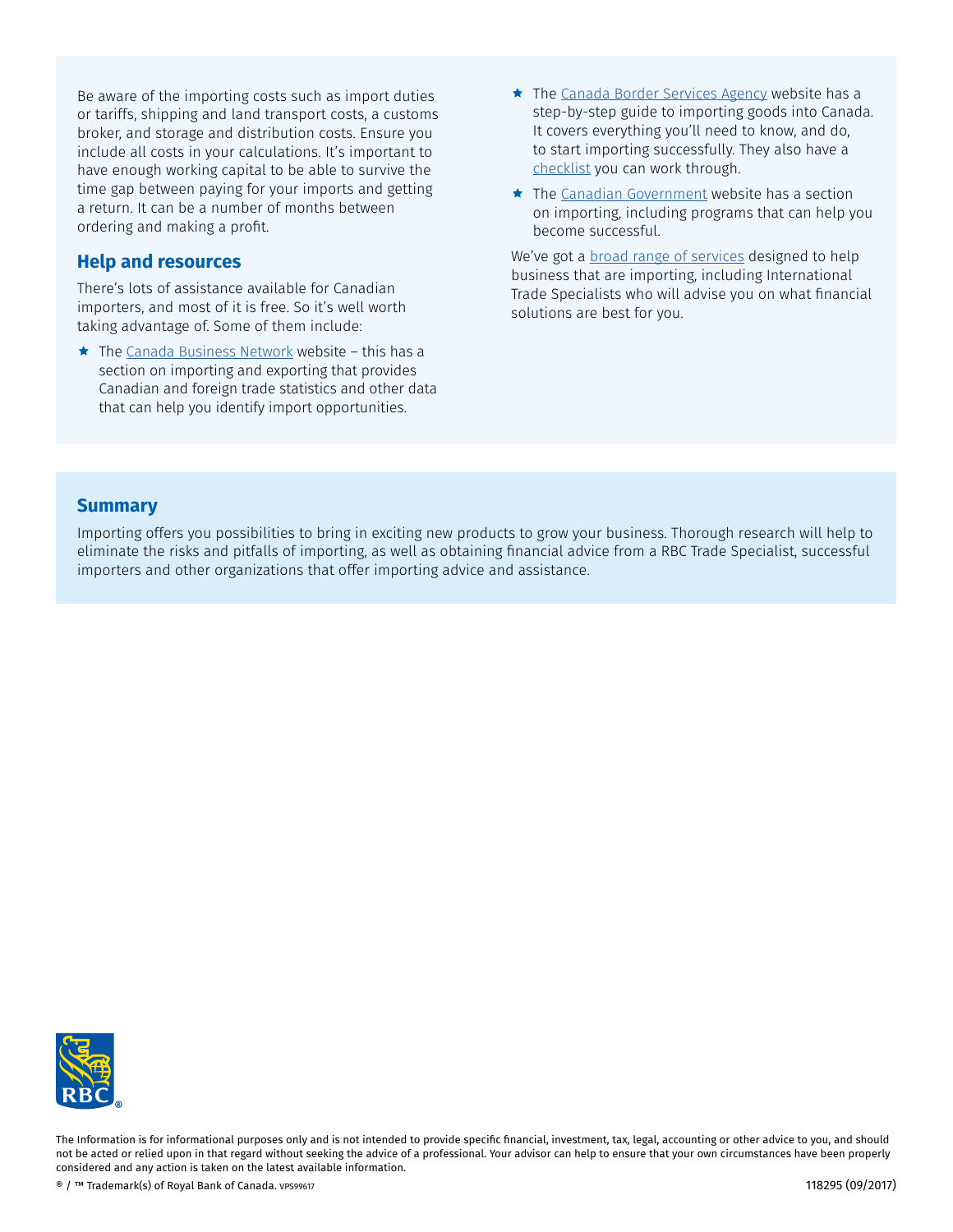Be aware of the importing costs such as import duties or tariffs, shipping and land transport costs, a customs broker, and storage and distribution costs. Ensure you include all costs in your calculations. It's important to have enough working capital to be able to survive the time gap between paying for your imports and getting a return. It can be a number of months between ordering and making a profit.

## Help and resources

There's lots of assistance available for Canadian importers, and most of it is free. So it's well worth taking advantage of. Some of them include:

- The Canada Business Network website – this has a section on importing and exporting that provides Canadian and foreign trade statistics and other data that can help you identify import opportunities.
- The Canada Border Services Agency website has a step-by-step guide to importing goods into Canada. It covers everything you'll need to know, and do, to start importing successfully. They also have a checklist you can work through.
- The Canadian Government website has a section on importing, including programs that can help you become successful.

We've got a broad range of services designed to help business that are importing, including International Trade Specialists who will advise you on what financial solutions are best for you.

## Summary

Importing offers you possibilities to bring in exciting new products to grow your business. Thorough research will help to eliminate the risks and pitfalls of importing, as well as obtaining financial advice from a RBC Trade Specialist, successful importers and other organizations that offer importing advice and assistance.

The Information is for informational purposes only and is not intended to provide specific financial, investment, tax, legal, accounting or other advice to you, and should not be acted or relied upon in that regard without seeking the advice of a professional. Your advisor can help to ensure that your own circumstances have been properly considered and any action is taken on the latest available information.

® / ™ Trademark(s) of Royal Bank of Canada. VPS99617

118295 (09/2017)